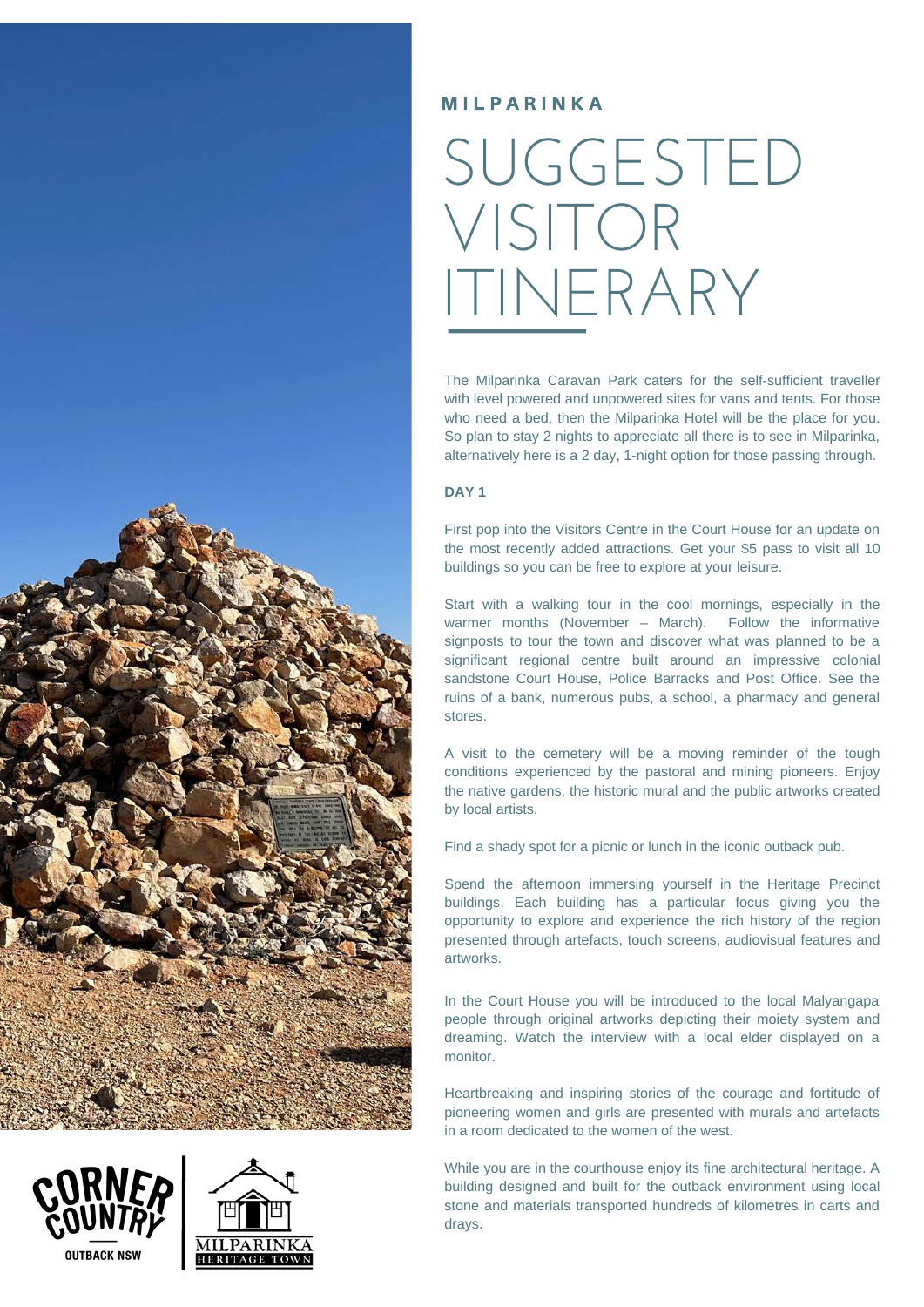**MILPARINKA**

# SUGGESTED VISITOR ITINERARY

The Milparinka Caravan Park caters for the self-sufficient traveller with level powered and unpowered sites for vans and tents. For those who need a bed, then the Milparinka Hotel will be the place for you. So plan to stay 2 nights to appreciate all there is to see in Milparinka, alternatively here is a 2 day, 1-night option for those passing through.

### DAY 1

First pop into the Visitors Centre in the Court House for an update on the most recently added attractions. Get your $5 pass to visit all 10 buildings so you can be free to explore at your leisure.

Start with a walking tour in the cool mornings, especially in the warmer months (November – March). Follow the informative signposts to tour the town and discover what was planned to be a significant regional centre built around an impressive colonial sandstone Court House, Police Barracks and Post Office. See the ruins of a bank, numerous pubs, a school, a pharmacy and general stores.

A visit to the cemetery will be a moving reminder of the tough conditions experienced by the pastoral and mining pioneers. Enjoy the native gardens, the historic mural and the public artworks created by local artists.

Find a shady spot for a picnic or lunch in the iconic outback pub.

Spend the afternoon immersing yourself in the Heritage Precinct buildings. Each building has a particular focus giving you the opportunity to explore and experience the rich history of the region presented through artefacts, touch screens, audiovisual features and artworks.

In the Court House you will be introduced to the local Malyangapa people through original artworks depicting their moiety system and dreaming. Watch the interview with a local elder displayed on a monitor.

Heartbreaking and inspiring stories of the courage and fortitude of pioneering women and girls are presented with murals and artefacts in a room dedicated to the women of the west.

While you are in the courthouse enjoy its fine architectural heritage. A building designed and built for the outback environment using local stone and materials transported hundreds of kilometres in carts and drays.

CORNER COUNTRY OUTBACK NSW

MILPARINKA HERITAGE TOWN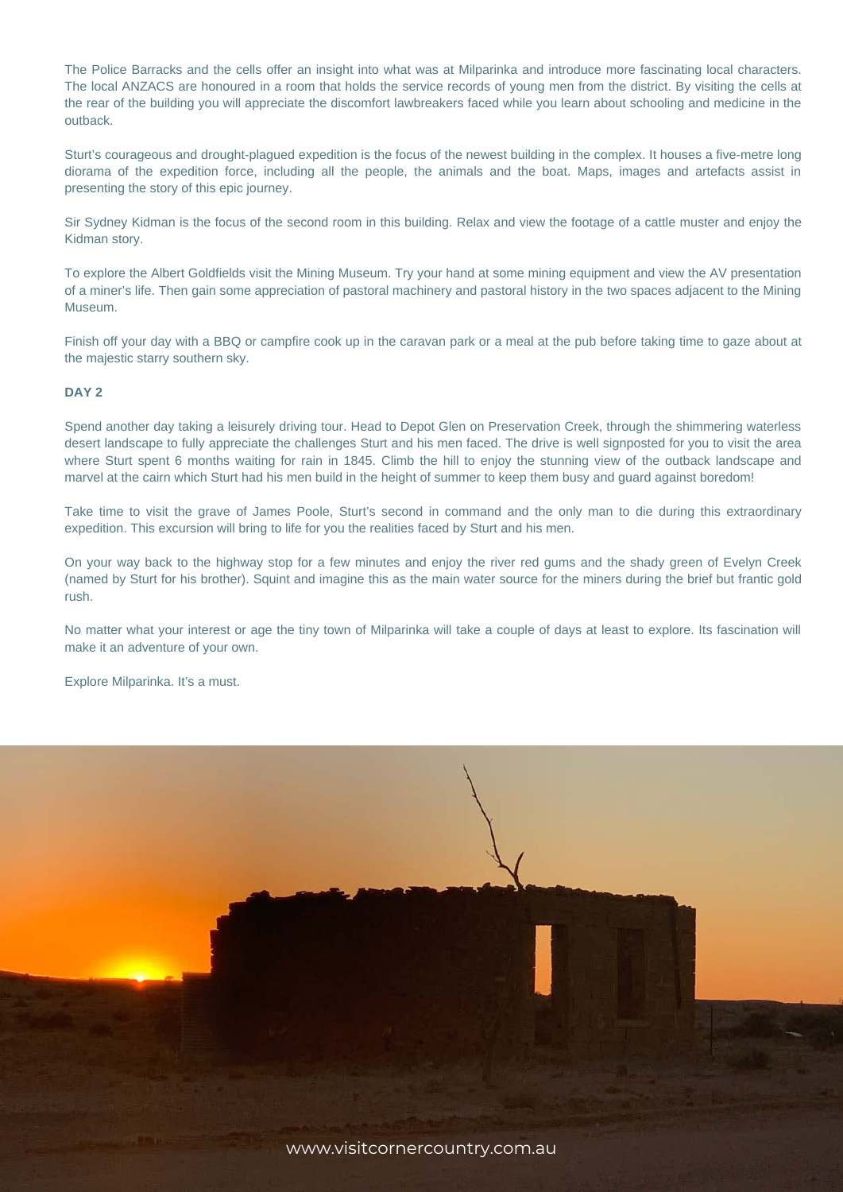The Police Barracks and the cells offer an insight into what was at Milparinka and introduce more fascinating local characters. The local ANZACS are honoured in a room that holds the service records of young men from the district. By visiting the cells at the rear of the building you will appreciate the discomfort lawbreakers faced while you learn about schooling and medicine in the outback.

Sturt's courageous and drought-plagued expedition is the focus of the newest building in the complex. It houses a five-metre long diorama of the expedition force, including all the people, the animals and the boat. Maps, images and artefacts assist in presenting the story of this epic journey.

Sir Sydney Kidman is the focus of the second room in this building. Relax and view the footage of a cattle muster and enjoy the Kidman story.

To explore the Albert Goldfields visit the Mining Museum. Try your hand at some mining equipment and view the AV presentation of a miner's life. Then gain some appreciation of pastoral machinery and pastoral history in the two spaces adjacent to the Mining Museum.

Finish off your day with a BBQ or campfire cook up in the caravan park or a meal at the pub before taking time to gaze about at the majestic starry southern sky.

**DAY 2**

Spend another day taking a leisurely driving tour. Head to Depot Glen on Preservation Creek, through the shimmering waterless desert landscape to fully appreciate the challenges Sturt and his men faced. The drive is well signposted for you to visit the area where Sturt spent 6 months waiting for rain in 1845. Climb the hill to enjoy the stunning view of the outback landscape and marvel at the cairn which Sturt had his men build in the height of summer to keep them busy and guard against boredom!

Take time to visit the grave of James Poole, Sturt's second in command and the only man to die during this extraordinary expedition. This excursion will bring to life for you the realities faced by Sturt and his men.

On your way back to the highway stop for a few minutes and enjoy the river red gums and the shady green of Evelyn Creek (named by Sturt for his brother). Squint and imagine this as the main water source for the miners during the brief but frantic gold rush.

No matter what your interest or age the tiny town of Milparinka will take a couple of days at least to explore. Its fascination will make it an adventure of your own.

Explore Milparinka. It's a must.

www.visitcornercountry.com.au